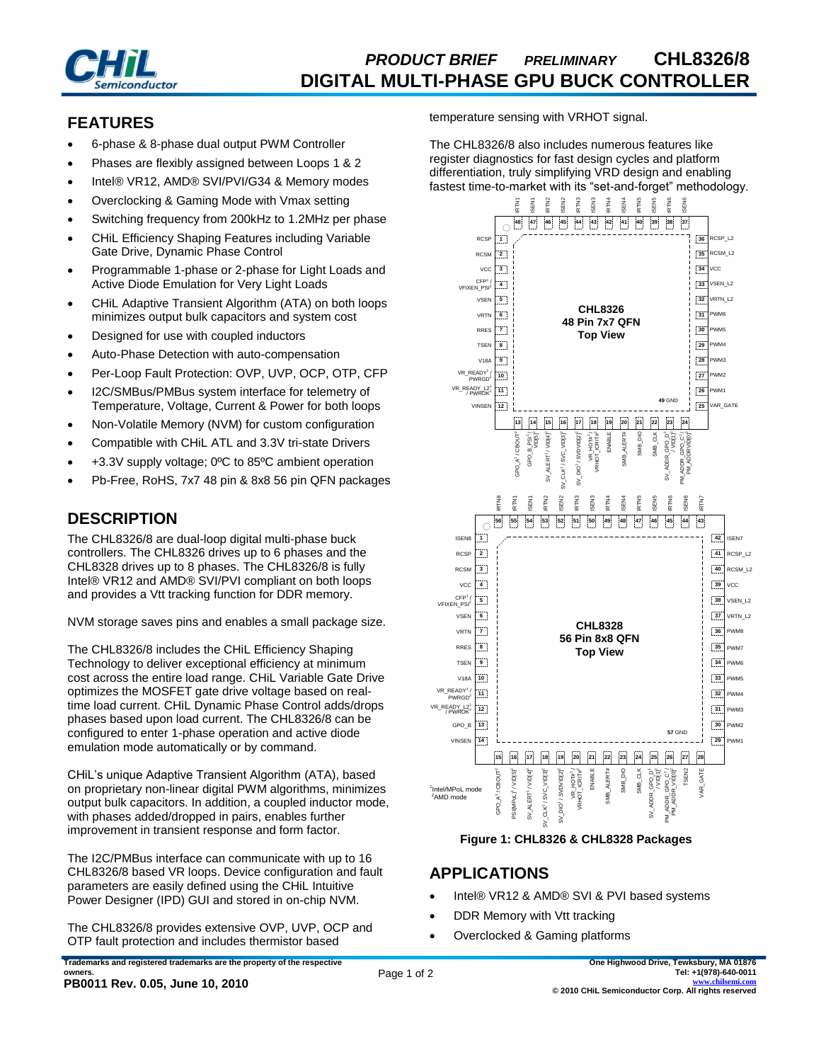# PRODUCT BRIEF *PRELIMINARY* CHL8326/8
# DIGITAL MULTI-PHASE GPU BUCK CONTROLLER

## FEATURES

- 6-phase & 8-phase dual output PWM Controller
- Phases are flexibly assigned between Loops 1 & 2
- Intel® VR12, AMD® SVI/PVI/G34 & Memory modes
- Overclocking & Gaming Mode with Vmax setting
- Switching frequency from 200kHz to 1.2MHz per phase
- CHiL Efficiency Shaping Features including Variable Gate Drive, Dynamic Phase Control
- Programmable 1-phase or 2-phase for Light Loads and Active Diode Emulation for Very Light Loads
- CHiL Adaptive Transient Algorithm (ATA) on both loops minimizes output bulk capacitors and system cost
- Designed for use with coupled inductors
- Auto-Phase Detection with auto-compensation
- Per-Loop Fault Protection: OVP, UVP, OCP, OTP, CFP
- I2C/SMBus/PMBus system interface for telemetry of Temperature, Voltage, Current & Power for both loops
- Non-Volatile Memory (NVM) for custom configuration
- Compatible with CHiL ATL and 3.3V tri-state Drivers
- +3.3V supply voltage; 0ºC to 85ºC ambient operation
- Pb-Free, RoHS, 7x7 48 pin & 8x8 56 pin QFN packages

## DESCRIPTION

The CHL8326/8 are dual-loop digital multi-phase buck controllers. The CHL8326 drives up to 6 phases and the CHL8328 drives up to 8 phases. The CHL8326/8 is fully Intel® VR12 and AMD® SVI/PVI compliant on both loops and provides a Vtt tracking function for DDR memory.

NVM storage saves pins and enables a small package size.

The CHL8326/8 includes the CHiL Efficiency Shaping Technology to deliver exceptional efficiency at minimum cost across the entire load range. CHiL Variable Gate Drive optimizes the MOSFET gate drive voltage based on real-time load current. CHiL Dynamic Phase Control adds/drops phases based upon load current. The CHL8326/8 can be configured to enter 1-phase operation and active diode emulation mode automatically or by command.

CHiL's unique Adaptive Transient Algorithm (ATA), based on proprietary non-linear digital PWM algorithms, minimizes output bulk capacitors. In addition, a coupled inductor mode, with phases added/dropped in pairs, enables further improvement in transient response and form factor.

The I2C/PMBus interface can communicate with up to 16 CHL8326/8 based VR loops. Device configuration and fault parameters are easily defined using the CHiL Intuitive Power Designer (IPD) GUI and stored in on-chip NVM.

The CHL8326/8 provides extensive OVP, UVP, OCP and OTP fault protection and includes thermistor based temperature sensing with VRHOT signal.

The CHL8326/8 also includes numerous features like register diagnostics for fast design cycles and platform differentiation, truly simplifying VRD design and enabling fastest time-to-market with its "set-and-forget" methodology.

**Figure 1: CHL8326 & CHL8328 Packages**

## APPLICATIONS

- Intel® VR12 & AMD® SVI & PVI based systems
- DDR Memory with Vtt tracking
- Overclocked & Gaming platforms

Trademarks and registered trademarks are the property of the respective owners.

**PB0011 Rev. 0.05, June 10, 2010**

One Highwood Drive, Tewksbury, MA 01876
Tel: +1(978)-640-0011
www.chilsemi.com
© 2010 CHiL Semiconductor Corp. All rights reserved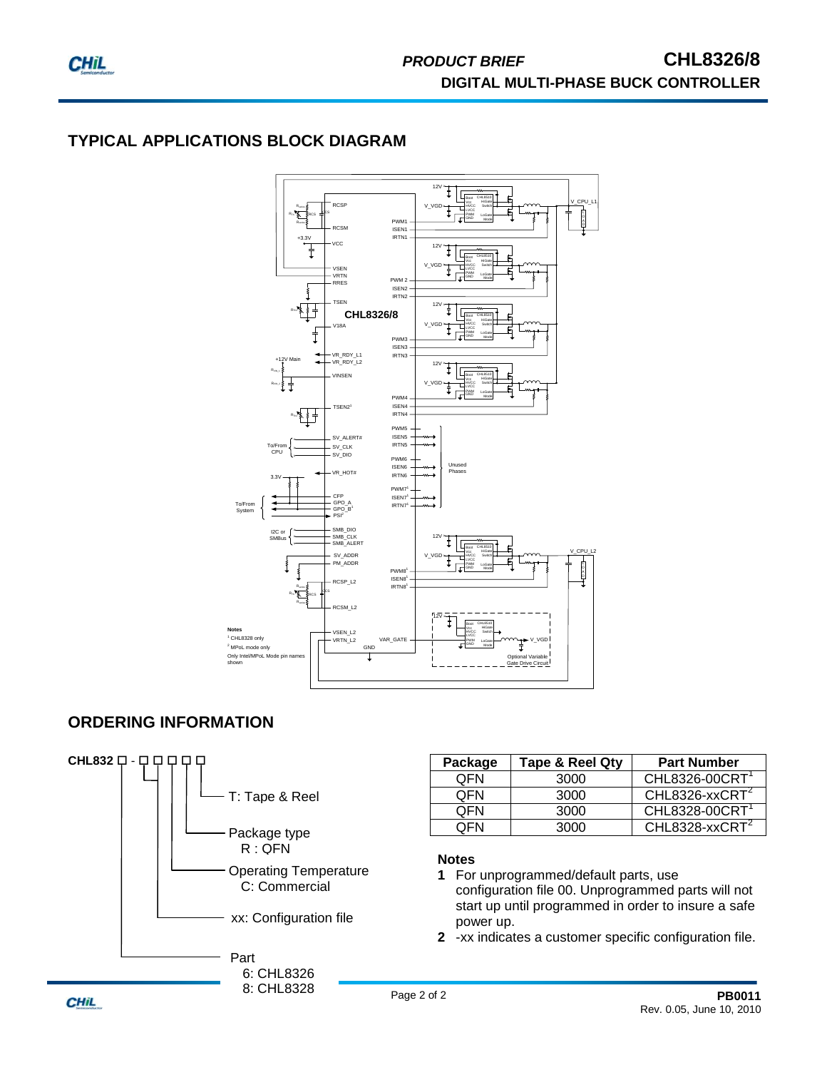## TYPICAL APPLICATIONS BLOCK DIAGRAM

CHL8326/8

Notes
[1] CHL8328 only
[2] MPoL mode only
Only Intel/MPoL Mode pin names shown

## ORDERING INFORMATION

CHL832 □ - □ □ □ □ □

- T: Tape & Reel
- Package type
  R : QFN
- Operating Temperature
  C: Commercial
- xx: Configuration file
- Part
  6: CHL8326
  8: CHL8328

| Package | Tape & Reel Qty | Part Number |
|---|---|---|
| QFN | 3000 | CHL8326-00CRT[1] |
| QFN | 3000 | CHL8326-xxCRT[2] |
| QFN | 3000 | CHL8328-00CRT[1] |
| QFN | 3000 | CHL8328-xxCRT[2] |

**Notes**

1. For unprogrammed/default parts, use configuration file 00. Unprogrammed parts will not start up until programmed in order to insure a safe power up.
2. -xx indicates a customer specific configuration file.